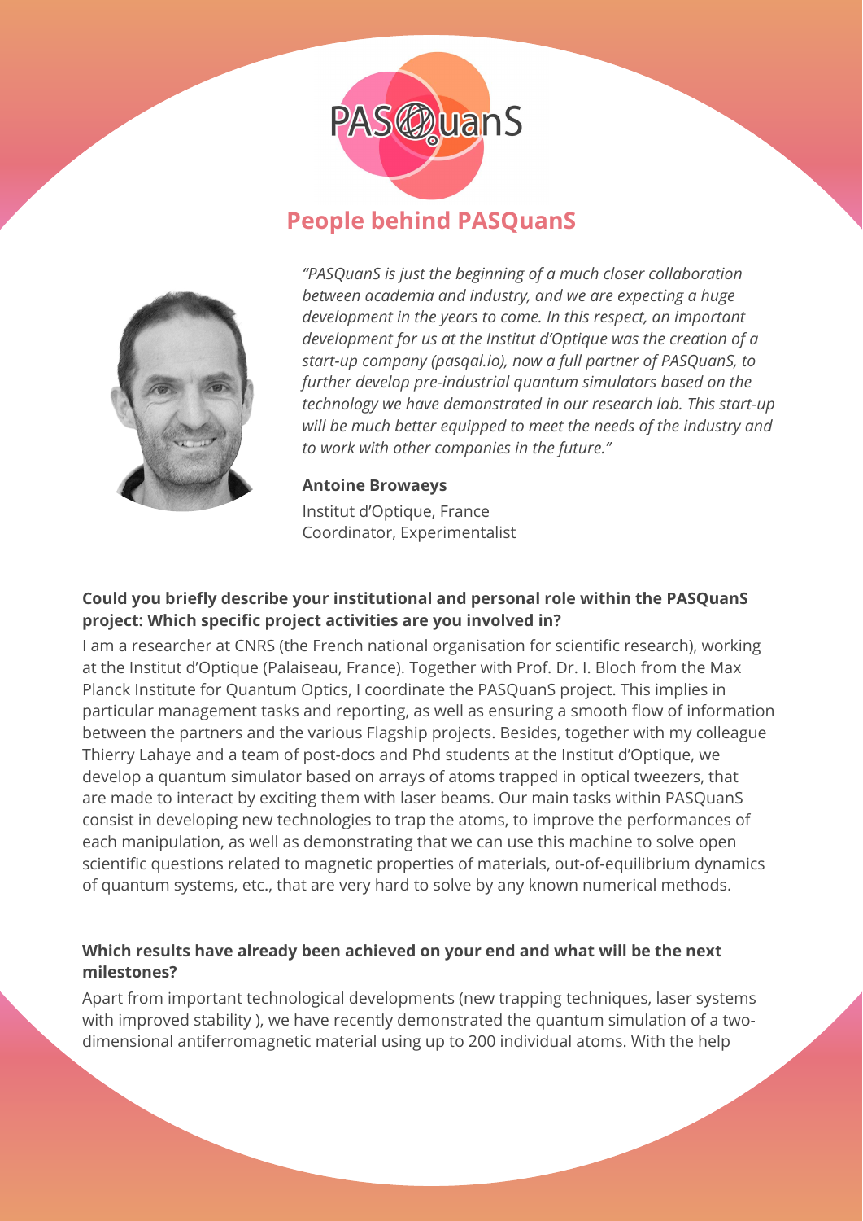# People behind PASQuanS

*"PASQuanS is just the beginning of a much closer collaboration between academia and industry, and we are expecting a huge development in the years to come. In this respect, an important development for us at the Institut d'Optique was the creation of a start-up company (pasqal.io), now a full partner of PASQuanS, to further develop pre-industrial quantum simulators based on the technology we have demonstrated in our research lab. This start-up will be much better equipped to meet the needs of the industry and to work with other companies in the future."*

**Antoine Browaeys**
Institut d'Optique, France
Coordinator, Experimentalist

**Could you briefly describe your institutional and personal role within the PASQuanS project: Which specific project activities are you involved in?**

I am a researcher at CNRS (the French national organisation for scientific research), working at the Institut d'Optique (Palaiseau, France). Together with Prof. Dr. I. Bloch from the Max Planck Institute for Quantum Optics, I coordinate the PASQuanS project. This implies in particular management tasks and reporting, as well as ensuring a smooth flow of information between the partners and the various Flagship projects. Besides, together with my colleague Thierry Lahaye and a team of post-docs and Phd students at the Institut d'Optique, we develop a quantum simulator based on arrays of atoms trapped in optical tweezers, that are made to interact by exciting them with laser beams. Our main tasks within PASQuanS consist in developing new technologies to trap the atoms, to improve the performances of each manipulation, as well as demonstrating that we can use this machine to solve open scientific questions related to magnetic properties of materials, out-of-equilibrium dynamics of quantum systems, etc., that are very hard to solve by any known numerical methods.

**Which results have already been achieved on your end and what will be the next milestones?**

Apart from important technological developments (new trapping techniques, laser systems with improved stability ), we have recently demonstrated the quantum simulation of a two-dimensional antiferromagnetic material using up to 200 individual atoms. With the help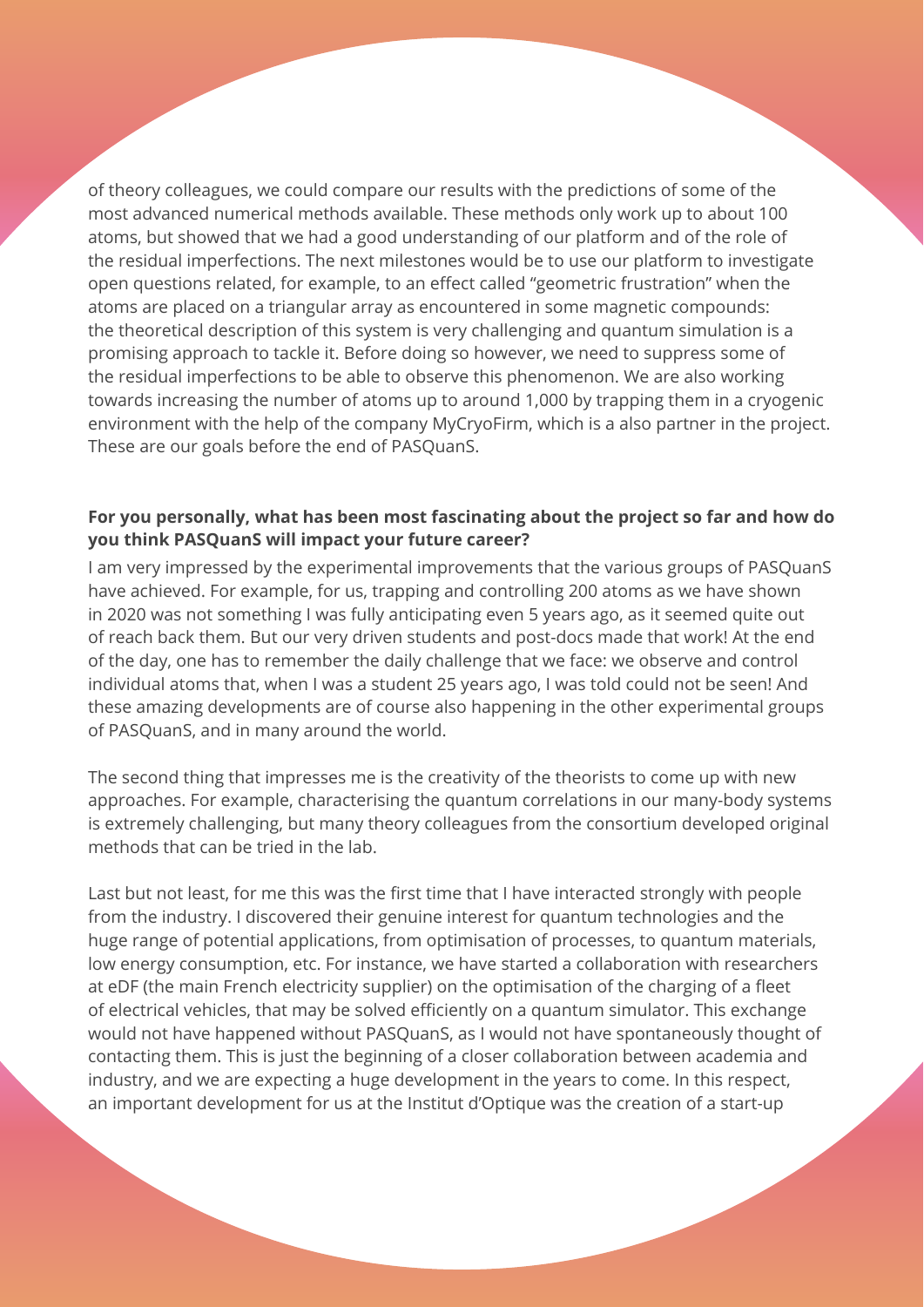of theory colleagues, we could compare our results with the predictions of some of the most advanced numerical methods available. These methods only work up to about 100 atoms, but showed that we had a good understanding of our platform and of the role of the residual imperfections. The next milestones would be to use our platform to investigate open questions related, for example, to an effect called "geometric frustration" when the atoms are placed on a triangular array as encountered in some magnetic compounds: the theoretical description of this system is very challenging and quantum simulation is a promising approach to tackle it. Before doing so however, we need to suppress some of the residual imperfections to be able to observe this phenomenon. We are also working towards increasing the number of atoms up to around 1,000 by trapping them in a cryogenic environment with the help of the company MyCryoFirm, which is a also partner in the project. These are our goals before the end of PASQuanS.

**For you personally, what has been most fascinating about the project so far and how do you think PASQuanS will impact your future career?**

I am very impressed by the experimental improvements that the various groups of PASQuanS have achieved. For example, for us, trapping and controlling 200 atoms as we have shown in 2020 was not something I was fully anticipating even 5 years ago, as it seemed quite out of reach back them. But our very driven students and post-docs made that work! At the end of the day, one has to remember the daily challenge that we face: we observe and control individual atoms that, when I was a student 25 years ago, I was told could not be seen! And these amazing developments are of course also happening in the other experimental groups of PASQuanS, and in many around the world.

The second thing that impresses me is the creativity of the theorists to come up with new approaches. For example, characterising the quantum correlations in our many-body systems is extremely challenging, but many theory colleagues from the consortium developed original methods that can be tried in the lab.

Last but not least, for me this was the first time that I have interacted strongly with people from the industry. I discovered their genuine interest for quantum technologies and the huge range of potential applications, from optimisation of processes, to quantum materials, low energy consumption, etc. For instance, we have started a collaboration with researchers at eDF (the main French electricity supplier) on the optimisation of the charging of a fleet of electrical vehicles, that may be solved efficiently on a quantum simulator. This exchange would not have happened without PASQuanS, as I would not have spontaneously thought of contacting them. This is just the beginning of a closer collaboration between academia and industry, and we are expecting a huge development in the years to come. In this respect, an important development for us at the Institut d'Optique was the creation of a start-up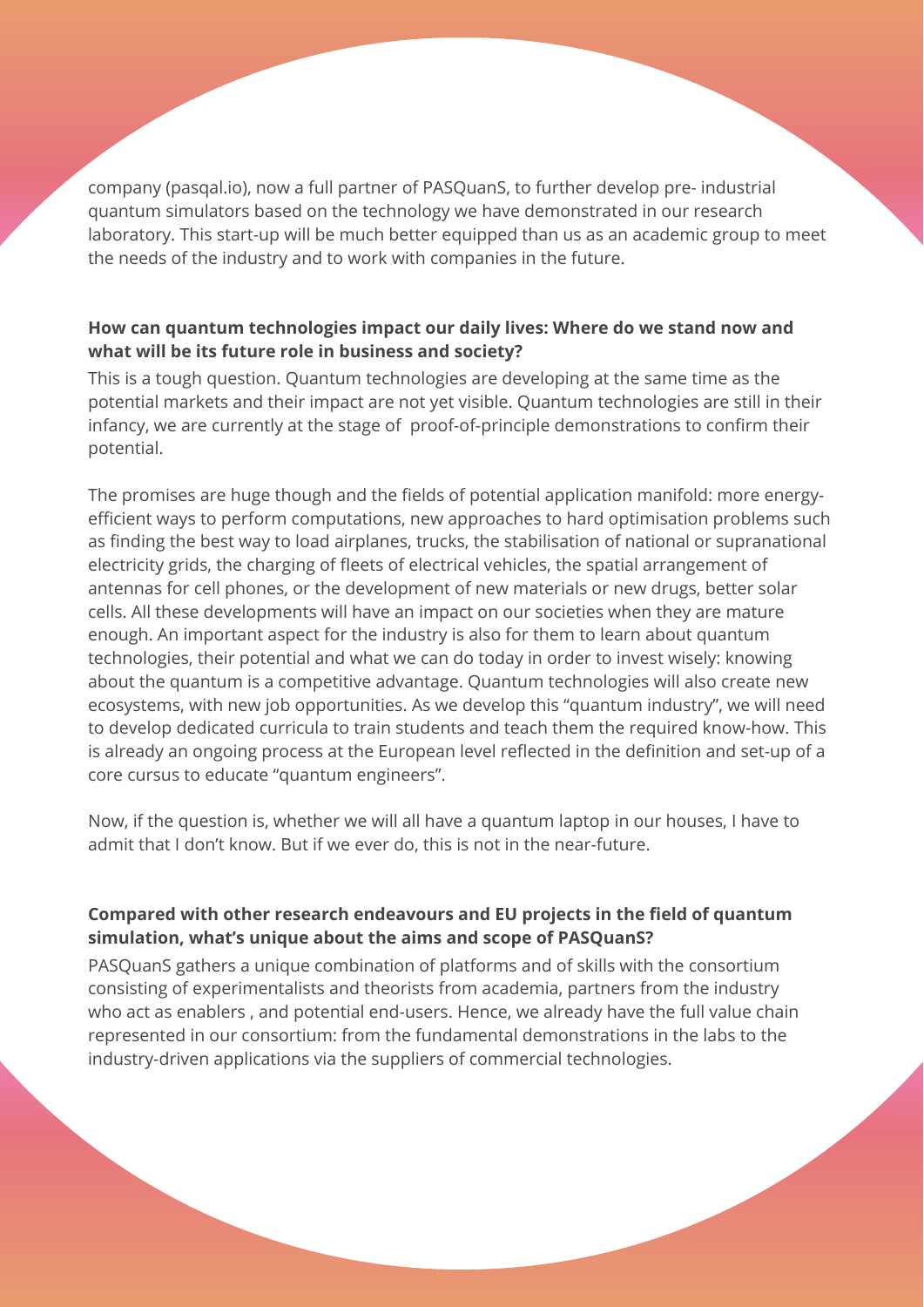company (pasqal.io), now a full partner of PASQuanS, to further develop pre- industrial quantum simulators based on the technology we have demonstrated in our research laboratory. This start-up will be much better equipped than us as an academic group to meet the needs of the industry and to work with companies in the future.

**How can quantum technologies impact our daily lives: Where do we stand now and what will be its future role in business and society?**

This is a tough question. Quantum technologies are developing at the same time as the potential markets and their impact are not yet visible. Quantum technologies are still in their infancy, we are currently at the stage of proof-of-principle demonstrations to confirm their potential.

The promises are huge though and the fields of potential application manifold: more energy-efficient ways to perform computations, new approaches to hard optimisation problems such as finding the best way to load airplanes, trucks, the stabilisation of national or supranational electricity grids, the charging of fleets of electrical vehicles, the spatial arrangement of antennas for cell phones, or the development of new materials or new drugs, better solar cells. All these developments will have an impact on our societies when they are mature enough. An important aspect for the industry is also for them to learn about quantum technologies, their potential and what we can do today in order to invest wisely: knowing about the quantum is a competitive advantage. Quantum technologies will also create new ecosystems, with new job opportunities. As we develop this "quantum industry", we will need to develop dedicated curricula to train students and teach them the required know-how. This is already an ongoing process at the European level reflected in the definition and set-up of a core cursus to educate "quantum engineers".

Now, if the question is, whether we will all have a quantum laptop in our houses, I have to admit that I don't know. But if we ever do, this is not in the near-future.

**Compared with other research endeavours and EU projects in the field of quantum simulation, what's unique about the aims and scope of PASQuanS?**

PASQuanS gathers a unique combination of platforms and of skills with the consortium consisting of experimentalists and theorists from academia, partners from the industry who act as enablers , and potential end-users. Hence, we already have the full value chain represented in our consortium: from the fundamental demonstrations in the labs to the industry-driven applications via the suppliers of commercial technologies.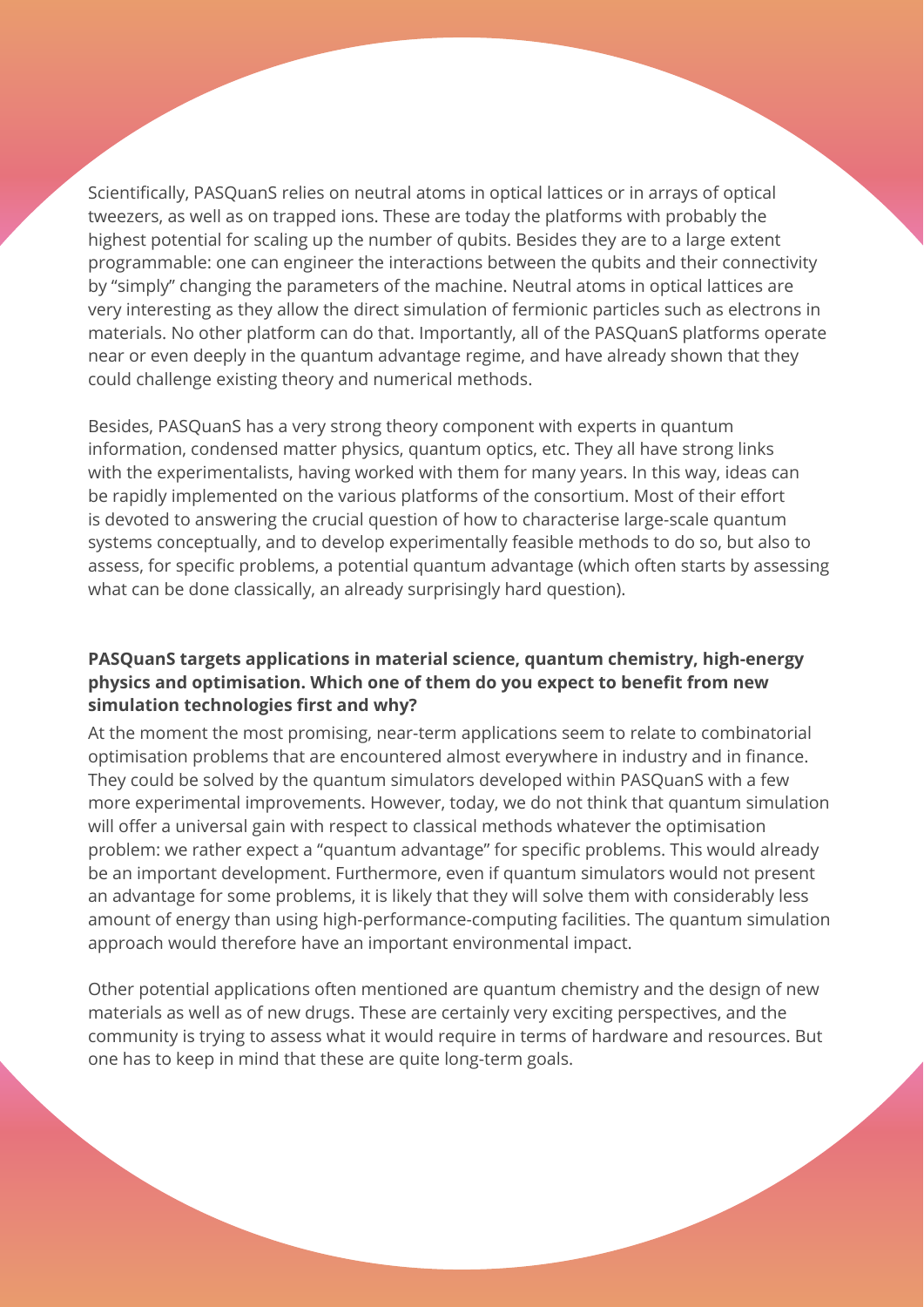Scientifically, PASQuanS relies on neutral atoms in optical lattices or in arrays of optical tweezers, as well as on trapped ions. These are today the platforms with probably the highest potential for scaling up the number of qubits. Besides they are to a large extent programmable: one can engineer the interactions between the qubits and their connectivity by "simply" changing the parameters of the machine. Neutral atoms in optical lattices are very interesting as they allow the direct simulation of fermionic particles such as electrons in materials. No other platform can do that. Importantly, all of the PASQuanS platforms operate near or even deeply in the quantum advantage regime, and have already shown that they could challenge existing theory and numerical methods.

Besides, PASQuanS has a very strong theory component with experts in quantum information, condensed matter physics, quantum optics, etc. They all have strong links with the experimentalists, having worked with them for many years. In this way, ideas can be rapidly implemented on the various platforms of the consortium. Most of their effort is devoted to answering the crucial question of how to characterise large-scale quantum systems conceptually, and to develop experimentally feasible methods to do so, but also to assess, for specific problems, a potential quantum advantage (which often starts by assessing what can be done classically, an already surprisingly hard question).

**PASQuanS targets applications in material science, quantum chemistry, high-energy physics and optimisation. Which one of them do you expect to benefit from new simulation technologies first and why?**

At the moment the most promising, near-term applications seem to relate to combinatorial optimisation problems that are encountered almost everywhere in industry and in finance. They could be solved by the quantum simulators developed within PASQuanS with a few more experimental improvements. However, today, we do not think that quantum simulation will offer a universal gain with respect to classical methods whatever the optimisation problem: we rather expect a "quantum advantage" for specific problems. This would already be an important development. Furthermore, even if quantum simulators would not present an advantage for some problems, it is likely that they will solve them with considerably less amount of energy than using high-performance-computing facilities. The quantum simulation approach would therefore have an important environmental impact.

Other potential applications often mentioned are quantum chemistry and the design of new materials as well as of new drugs. These are certainly very exciting perspectives, and the community is trying to assess what it would require in terms of hardware and resources. But one has to keep in mind that these are quite long-term goals.